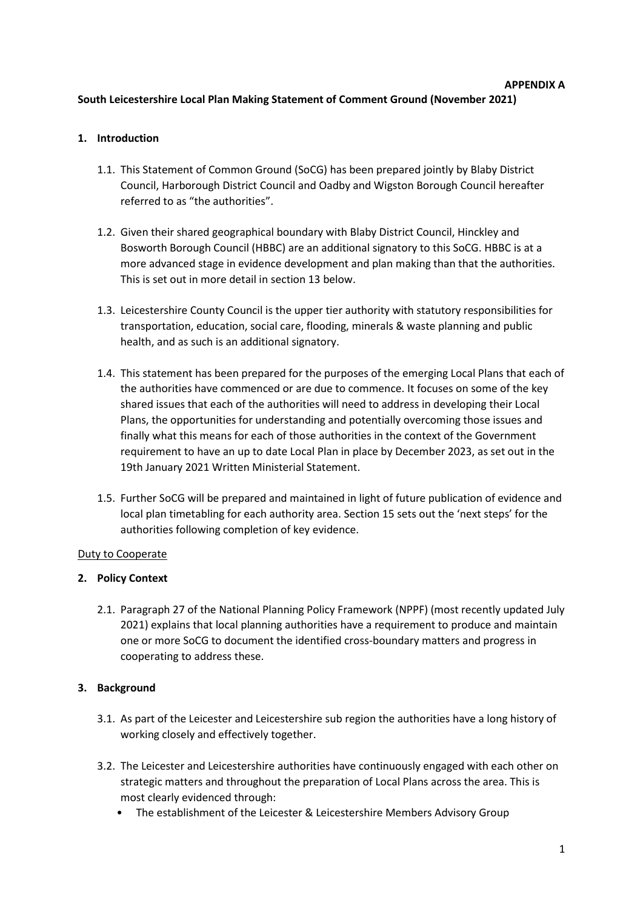**APPENDIX A**

**South Leicestershire Local Plan Making Statement of Comment Ground (November 2021)**

## 1. Introduction

1.1. This Statement of Common Ground (SoCG) has been prepared jointly by Blaby District Council, Harborough District Council and Oadby and Wigston Borough Council hereafter referred to as "the authorities".

1.2. Given their shared geographical boundary with Blaby District Council, Hinckley and Bosworth Borough Council (HBBC) are an additional signatory to this SoCG. HBBC is at a more advanced stage in evidence development and plan making than that the authorities. This is set out in more detail in section 13 below.

1.3. Leicestershire County Council is the upper tier authority with statutory responsibilities for transportation, education, social care, flooding, minerals & waste planning and public health, and as such is an additional signatory.

1.4. This statement has been prepared for the purposes of the emerging Local Plans that each of the authorities have commenced or are due to commence. It focuses on some of the key shared issues that each of the authorities will need to address in developing their Local Plans, the opportunities for understanding and potentially overcoming those issues and finally what this means for each of those authorities in the context of the Government requirement to have an up to date Local Plan in place by December 2023, as set out in the 19th January 2021 Written Ministerial Statement.

1.5. Further SoCG will be prepared and maintained in light of future publication of evidence and local plan timetabling for each authority area. Section 15 sets out the 'next steps' for the authorities following completion of key evidence.

<u>Duty to Cooperate</u>

## 2. Policy Context

2.1. Paragraph 27 of the National Planning Policy Framework (NPPF) (most recently updated July 2021) explains that local planning authorities have a requirement to produce and maintain one or more SoCG to document the identified cross-boundary matters and progress in cooperating to address these.

## 3. Background

3.1. As part of the Leicester and Leicestershire sub region the authorities have a long history of working closely and effectively together.

3.2. The Leicester and Leicestershire authorities have continuously engaged with each other on strategic matters and throughout the preparation of Local Plans across the area. This is most clearly evidenced through:

- The establishment of the Leicester & Leicestershire Members Advisory Group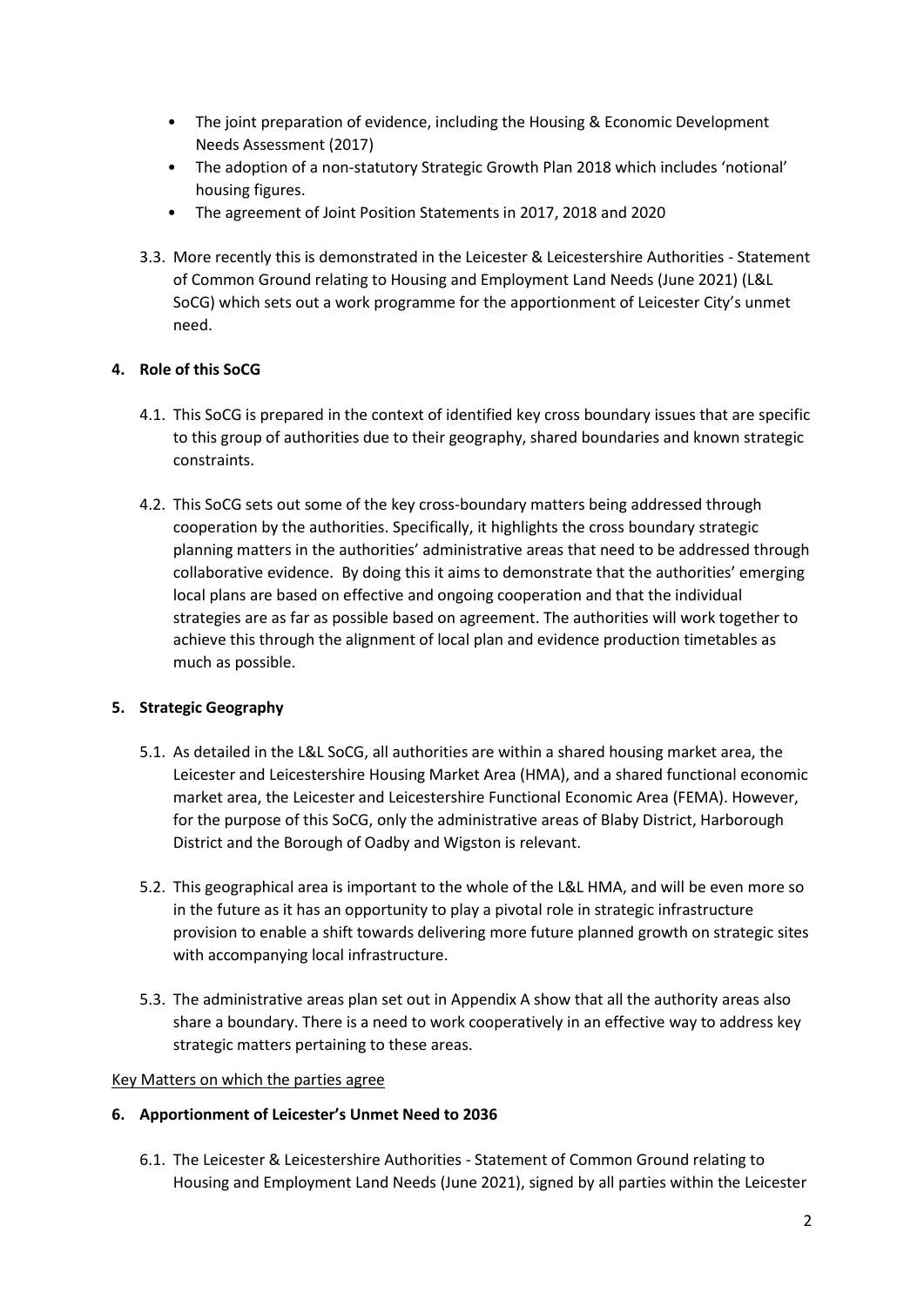- The joint preparation of evidence, including the Housing & Economic Development Needs Assessment (2017)
- The adoption of a non-statutory Strategic Growth Plan 2018 which includes 'notional' housing figures.
- The agreement of Joint Position Statements in 2017, 2018 and 2020

3.3. More recently this is demonstrated in the Leicester & Leicestershire Authorities - Statement of Common Ground relating to Housing and Employment Land Needs (June 2021) (L&L SoCG) which sets out a work programme for the apportionment of Leicester City's unmet need.

## 4. Role of this SoCG

4.1. This SoCG is prepared in the context of identified key cross boundary issues that are specific to this group of authorities due to their geography, shared boundaries and known strategic constraints.

4.2. This SoCG sets out some of the key cross-boundary matters being addressed through cooperation by the authorities. Specifically, it highlights the cross boundary strategic planning matters in the authorities' administrative areas that need to be addressed through collaborative evidence. By doing this it aims to demonstrate that the authorities' emerging local plans are based on effective and ongoing cooperation and that the individual strategies are as far as possible based on agreement. The authorities will work together to achieve this through the alignment of local plan and evidence production timetables as much as possible.

## 5. Strategic Geography

5.1. As detailed in the L&L SoCG, all authorities are within a shared housing market area, the Leicester and Leicestershire Housing Market Area (HMA), and a shared functional economic market area, the Leicester and Leicestershire Functional Economic Area (FEMA). However, for the purpose of this SoCG, only the administrative areas of Blaby District, Harborough District and the Borough of Oadby and Wigston is relevant.

5.2. This geographical area is important to the whole of the L&L HMA, and will be even more so in the future as it has an opportunity to play a pivotal role in strategic infrastructure provision to enable a shift towards delivering more future planned growth on strategic sites with accompanying local infrastructure.

5.3. The administrative areas plan set out in Appendix A show that all the authority areas also share a boundary. There is a need to work cooperatively in an effective way to address key strategic matters pertaining to these areas.

Key Matters on which the parties agree

## 6. Apportionment of Leicester's Unmet Need to 2036

6.1. The Leicester & Leicestershire Authorities - Statement of Common Ground relating to Housing and Employment Land Needs (June 2021), signed by all parties within the Leicester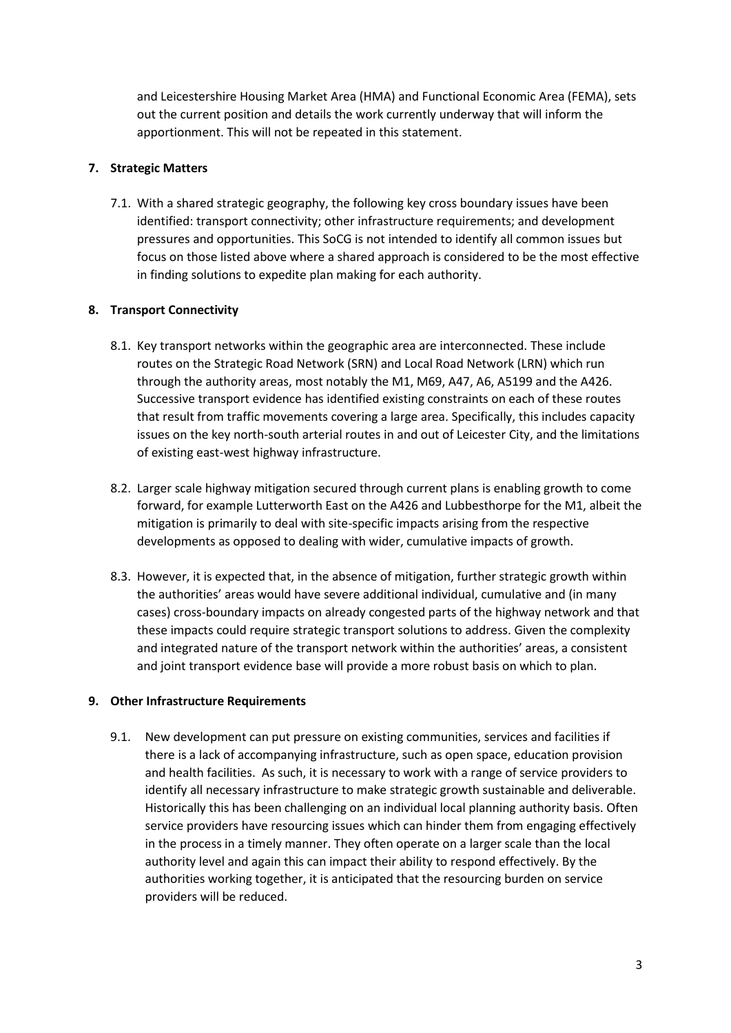and Leicestershire Housing Market Area (HMA) and Functional Economic Area (FEMA), sets out the current position and details the work currently underway that will inform the apportionment. This will not be repeated in this statement.

## 7. Strategic Matters

7.1. With a shared strategic geography, the following key cross boundary issues have been identified: transport connectivity; other infrastructure requirements; and development pressures and opportunities. This SoCG is not intended to identify all common issues but focus on those listed above where a shared approach is considered to be the most effective in finding solutions to expedite plan making for each authority.

## 8. Transport Connectivity

8.1. Key transport networks within the geographic area are interconnected. These include routes on the Strategic Road Network (SRN) and Local Road Network (LRN) which run through the authority areas, most notably the M1, M69, A47, A6, A5199 and the A426. Successive transport evidence has identified existing constraints on each of these routes that result from traffic movements covering a large area. Specifically, this includes capacity issues on the key north-south arterial routes in and out of Leicester City, and the limitations of existing east-west highway infrastructure.

8.2. Larger scale highway mitigation secured through current plans is enabling growth to come forward, for example Lutterworth East on the A426 and Lubbesthorpe for the M1, albeit the mitigation is primarily to deal with site-specific impacts arising from the respective developments as opposed to dealing with wider, cumulative impacts of growth.

8.3. However, it is expected that, in the absence of mitigation, further strategic growth within the authorities' areas would have severe additional individual, cumulative and (in many cases) cross-boundary impacts on already congested parts of the highway network and that these impacts could require strategic transport solutions to address. Given the complexity and integrated nature of the transport network within the authorities' areas, a consistent and joint transport evidence base will provide a more robust basis on which to plan.

## 9. Other Infrastructure Requirements

9.1. New development can put pressure on existing communities, services and facilities if there is a lack of accompanying infrastructure, such as open space, education provision and health facilities. As such, it is necessary to work with a range of service providers to identify all necessary infrastructure to make strategic growth sustainable and deliverable. Historically this has been challenging on an individual local planning authority basis. Often service providers have resourcing issues which can hinder them from engaging effectively in the process in a timely manner. They often operate on a larger scale than the local authority level and again this can impact their ability to respond effectively. By the authorities working together, it is anticipated that the resourcing burden on service providers will be reduced.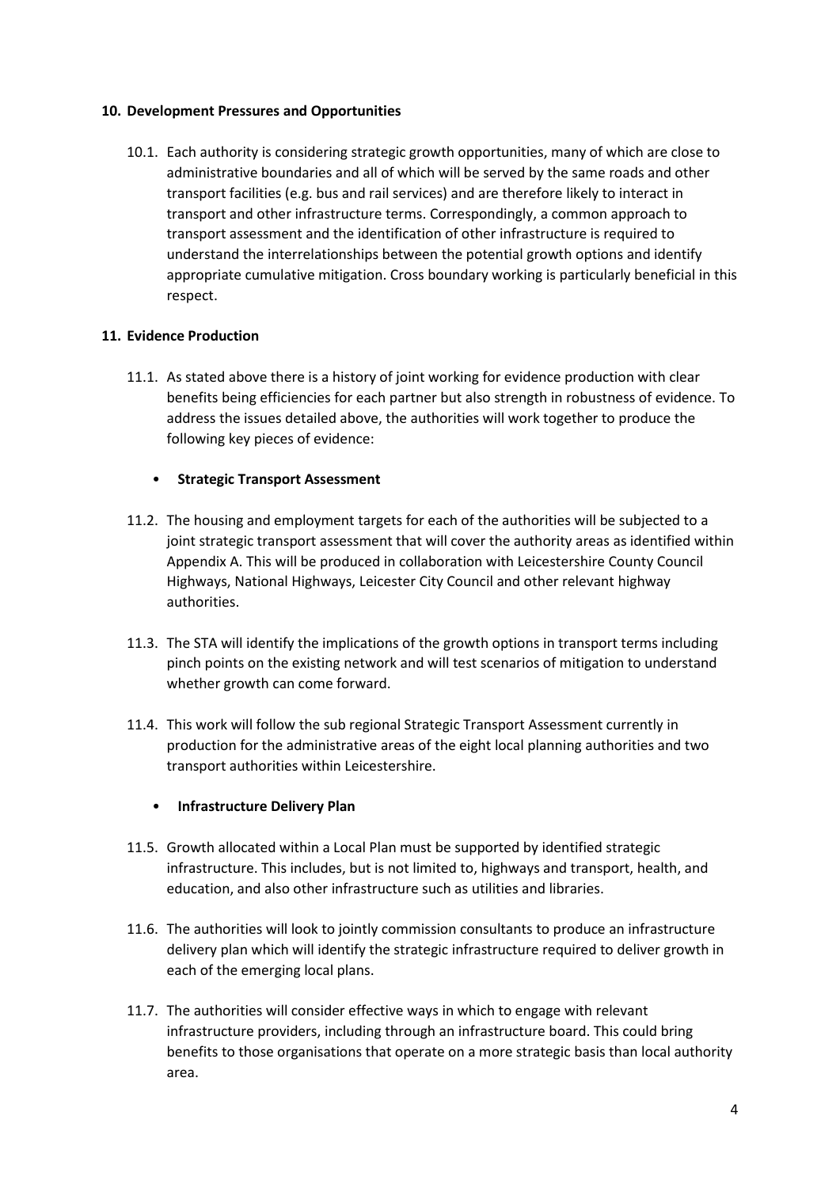## 10. Development Pressures and Opportunities

10.1. Each authority is considering strategic growth opportunities, many of which are close to administrative boundaries and all of which will be served by the same roads and other transport facilities (e.g. bus and rail services) and are therefore likely to interact in transport and other infrastructure terms. Correspondingly, a common approach to transport assessment and the identification of other infrastructure is required to understand the interrelationships between the potential growth options and identify appropriate cumulative mitigation. Cross boundary working is particularly beneficial in this respect.

## 11. Evidence Production

11.1. As stated above there is a history of joint working for evidence production with clear benefits being efficiencies for each partner but also strength in robustness of evidence. To address the issues detailed above, the authorities will work together to produce the following key pieces of evidence:

- **Strategic Transport Assessment**

11.2. The housing and employment targets for each of the authorities will be subjected to a joint strategic transport assessment that will cover the authority areas as identified within Appendix A. This will be produced in collaboration with Leicestershire County Council Highways, National Highways, Leicester City Council and other relevant highway authorities.

11.3. The STA will identify the implications of the growth options in transport terms including pinch points on the existing network and will test scenarios of mitigation to understand whether growth can come forward.

11.4. This work will follow the sub regional Strategic Transport Assessment currently in production for the administrative areas of the eight local planning authorities and two transport authorities within Leicestershire.

- **Infrastructure Delivery Plan**

11.5. Growth allocated within a Local Plan must be supported by identified strategic infrastructure. This includes, but is not limited to, highways and transport, health, and education, and also other infrastructure such as utilities and libraries.

11.6. The authorities will look to jointly commission consultants to produce an infrastructure delivery plan which will identify the strategic infrastructure required to deliver growth in each of the emerging local plans.

11.7. The authorities will consider effective ways in which to engage with relevant infrastructure providers, including through an infrastructure board. This could bring benefits to those organisations that operate on a more strategic basis than local authority area.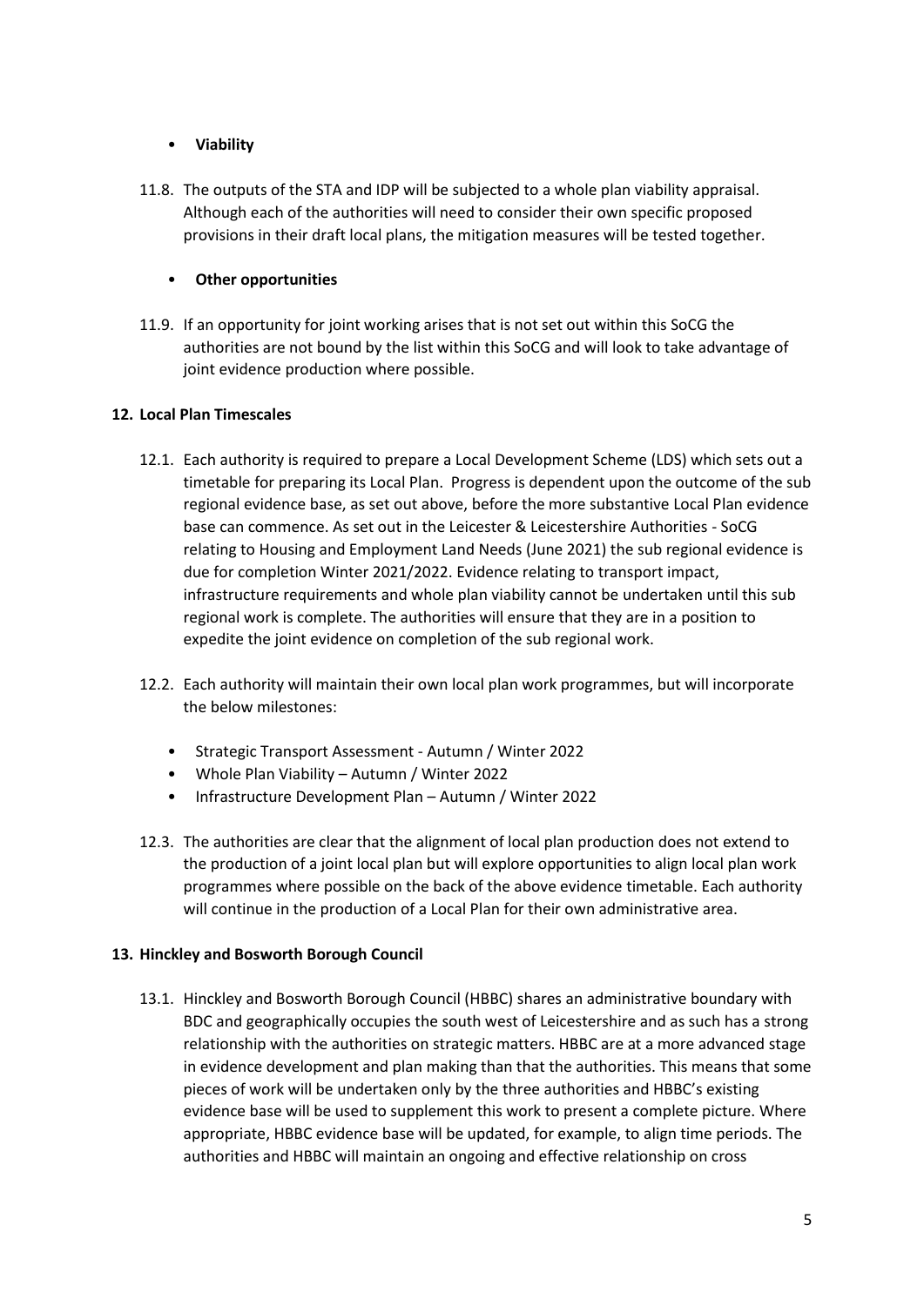- **Viability**

11.8. The outputs of the STA and IDP will be subjected to a whole plan viability appraisal. Although each of the authorities will need to consider their own specific proposed provisions in their draft local plans, the mitigation measures will be tested together.

- **Other opportunities**

11.9. If an opportunity for joint working arises that is not set out within this SoCG the authorities are not bound by the list within this SoCG and will look to take advantage of joint evidence production where possible.

## 12. Local Plan Timescales

12.1. Each authority is required to prepare a Local Development Scheme (LDS) which sets out a timetable for preparing its Local Plan. Progress is dependent upon the outcome of the sub regional evidence base, as set out above, before the more substantive Local Plan evidence base can commence. As set out in the Leicester & Leicestershire Authorities - SoCG relating to Housing and Employment Land Needs (June 2021) the sub regional evidence is due for completion Winter 2021/2022. Evidence relating to transport impact, infrastructure requirements and whole plan viability cannot be undertaken until this sub regional work is complete. The authorities will ensure that they are in a position to expedite the joint evidence on completion of the sub regional work.

12.2. Each authority will maintain their own local plan work programmes, but will incorporate the below milestones:

- Strategic Transport Assessment - Autumn / Winter 2022
- Whole Plan Viability – Autumn / Winter 2022
- Infrastructure Development Plan – Autumn / Winter 2022

12.3. The authorities are clear that the alignment of local plan production does not extend to the production of a joint local plan but will explore opportunities to align local plan work programmes where possible on the back of the above evidence timetable. Each authority will continue in the production of a Local Plan for their own administrative area.

## 13. Hinckley and Bosworth Borough Council

13.1. Hinckley and Bosworth Borough Council (HBBC) shares an administrative boundary with BDC and geographically occupies the south west of Leicestershire and as such has a strong relationship with the authorities on strategic matters. HBBC are at a more advanced stage in evidence development and plan making than that the authorities. This means that some pieces of work will be undertaken only by the three authorities and HBBC's existing evidence base will be used to supplement this work to present a complete picture. Where appropriate, HBBC evidence base will be updated, for example, to align time periods. The authorities and HBBC will maintain an ongoing and effective relationship on cross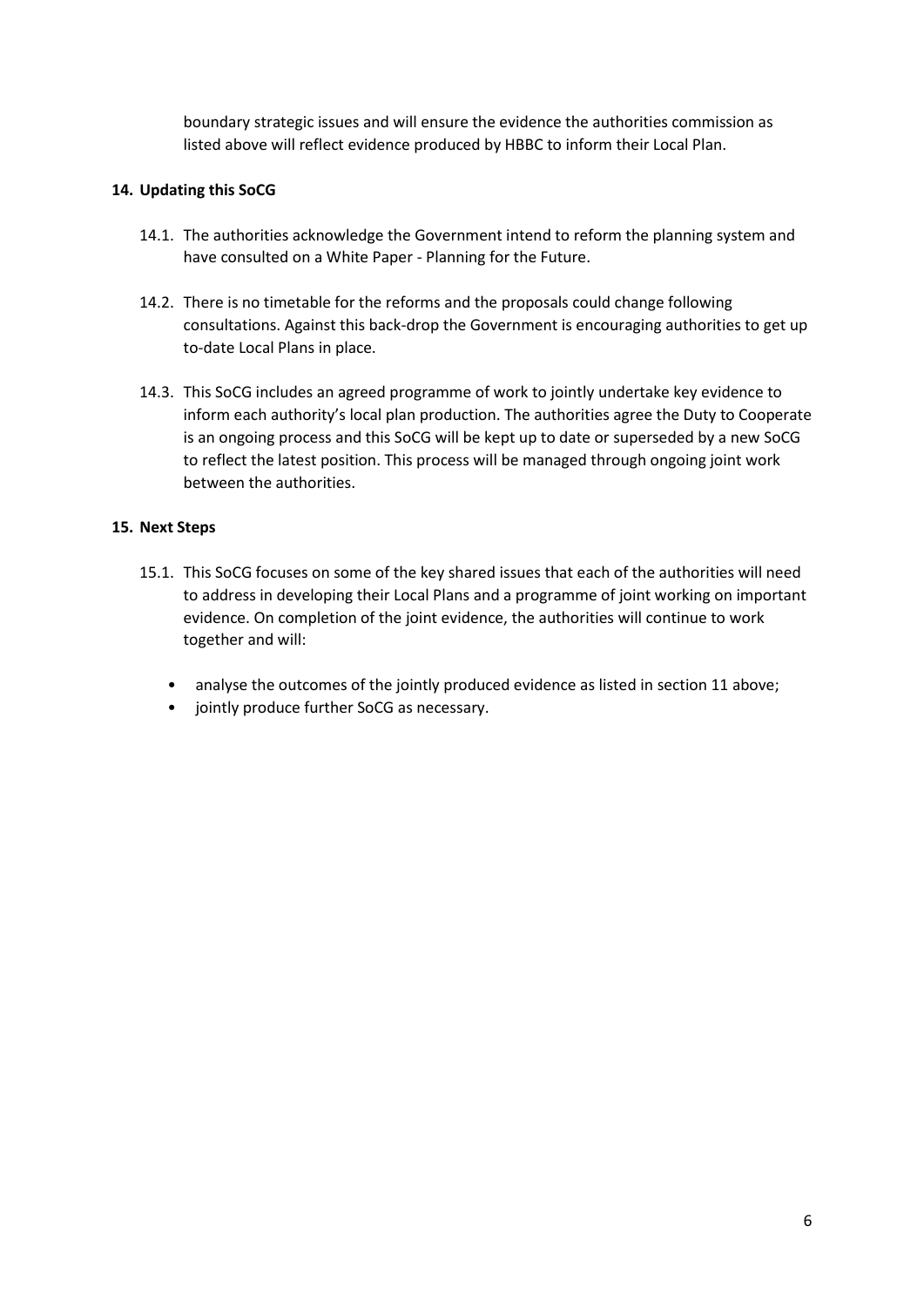boundary strategic issues and will ensure the evidence the authorities commission as listed above will reflect evidence produced by HBBC to inform their Local Plan.

## 14. Updating this SoCG

14.1. The authorities acknowledge the Government intend to reform the planning system and have consulted on a White Paper - Planning for the Future.

14.2. There is no timetable for the reforms and the proposals could change following consultations. Against this back-drop the Government is encouraging authorities to get up to-date Local Plans in place.

14.3. This SoCG includes an agreed programme of work to jointly undertake key evidence to inform each authority's local plan production. The authorities agree the Duty to Cooperate is an ongoing process and this SoCG will be kept up to date or superseded by a new SoCG to reflect the latest position. This process will be managed through ongoing joint work between the authorities.

## 15. Next Steps

15.1. This SoCG focuses on some of the key shared issues that each of the authorities will need to address in developing their Local Plans and a programme of joint working on important evidence. On completion of the joint evidence, the authorities will continue to work together and will:

- analyse the outcomes of the jointly produced evidence as listed in section 11 above;
- jointly produce further SoCG as necessary.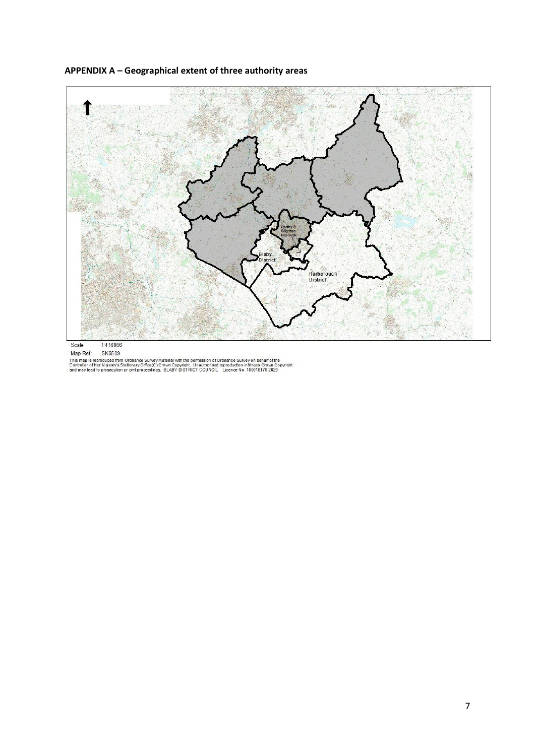**APPENDIX A – Geographical extent of three authority areas**

Oadby & Wigston Borough

Blaby District

Harborough District

Scale 1:416066

Map Ref: SK5509

This map is reproduced from Ordnance Survey Material with the permission of Ordnance Survey on behalf of the Controller of Her Majesty's Stationary Office(C) Crown Copyright. Unauthorised reproduction infringes Crown Copyright and may lead to prosecution or civil proceedings. BLABY DISTRICT COUNCIL Licence No. 100018176 2020